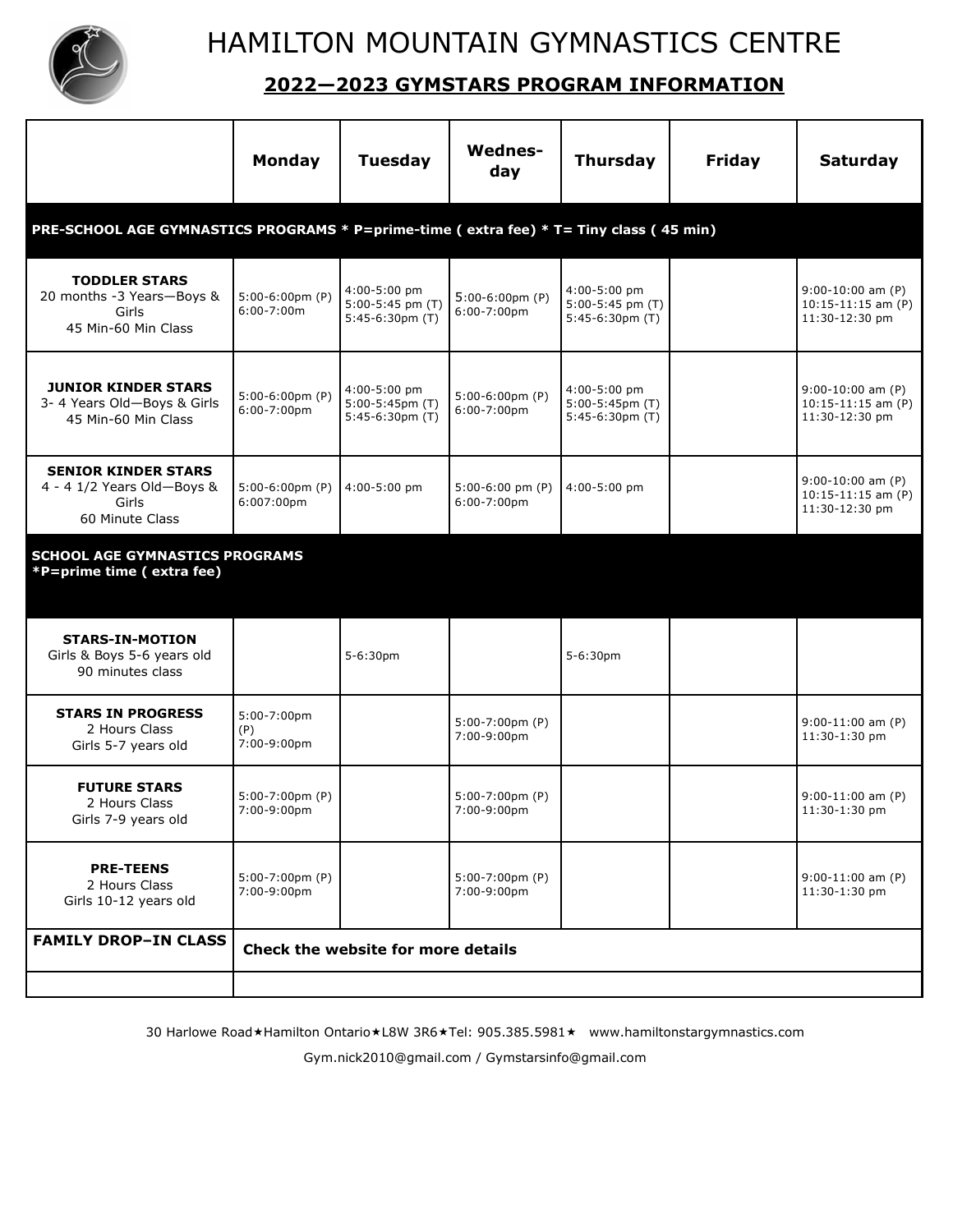# HAMILTON MOUNTAIN GYMNASTICS CENTRE

## 2022—2023 GYMSTARS PROGRAM INFORMATION

| | Monday | Tuesday | Wednes-day | Thursday | Friday | Saturday |
|---|---|---|---|---|---|---|
| **PRE-SCHOOL AGE GYMNASTICS PROGRAMS * P=prime-time ( extra fee) * T= Tiny class ( 45 min)** | | | | | | |
| **TODDLER STARS** 20 months -3 Years—Boys & Girls 45 Min-60 Min Class | 5:00-6:00pm (P) 6:00-7:00m | 4:00-5:00 pm 5:00-5:45 pm (T) 5:45-6:30pm (T) | 5:00-6:00pm (P) 6:00-7:00pm | 4:00-5:00 pm 5:00-5:45 pm (T) 5:45-6:30pm (T) | | 9:00-10:00 am (P) 10:15-11:15 am (P) 11:30-12:30 pm |
| **JUNIOR KINDER STARS** 3- 4 Years Old—Boys & Girls 45 Min-60 Min Class | 5:00-6:00pm (P) 6:00-7:00pm | 4:00-5:00 pm 5:00-5:45pm (T) 5:45-6:30pm (T) | 5:00-6:00pm (P) 6:00-7:00pm | 4:00-5:00 pm 5:00-5:45pm (T) 5:45-6:30pm (T) | | 9:00-10:00 am (P) 10:15-11:15 am (P) 11:30-12:30 pm |
| **SENIOR KINDER STARS** 4 - 4 1/2 Years Old—Boys & Girls 60 Minute Class | 5:00-6:00pm (P) 6:007:00pm | 4:00-5:00 pm | 5:00-6:00 pm (P) 6:00-7:00pm | 4:00-5:00 pm | | 9:00-10:00 am (P) 10:15-11:15 am (P) 11:30-12:30 pm |
| **SCHOOL AGE GYMNASTICS PROGRAMS *P=prime time ( extra fee)** | | | | | | |
| **STARS-IN-MOTION** Girls & Boys 5-6 years old 90 minutes class | | 5-6:30pm | | 5-6:30pm | | |
| **STARS IN PROGRESS** 2 Hours Class Girls 5-7 years old | 5:00-7:00pm (P) 7:00-9:00pm | | 5:00-7:00pm (P) 7:00-9:00pm | | | 9:00-11:00 am (P) 11:30-1:30 pm |
| **FUTURE STARS** 2 Hours Class Girls 7-9 years old | 5:00-7:00pm (P) 7:00-9:00pm | | 5:00-7:00pm (P) 7:00-9:00pm | | | 9:00-11:00 am (P) 11:30-1:30 pm |
| **PRE-TEENS** 2 Hours Class Girls 10-12 years old | 5:00-7:00pm (P) 7:00-9:00pm | | 5:00-7:00pm (P) 7:00-9:00pm | | | 9:00-11:00 am (P) 11:30-1:30 pm |
| **FAMILY DROP–IN CLASS** | **Check the website for more details** | | | | | |
| | | | | | | |

30 Harlowe Road★Hamilton Ontario★L8W 3R6★Tel: 905.385.5981★ www.hamiltonstargymnastics.com

Gym.nick2010@gmail.com / Gymstarsinfo@gmail.com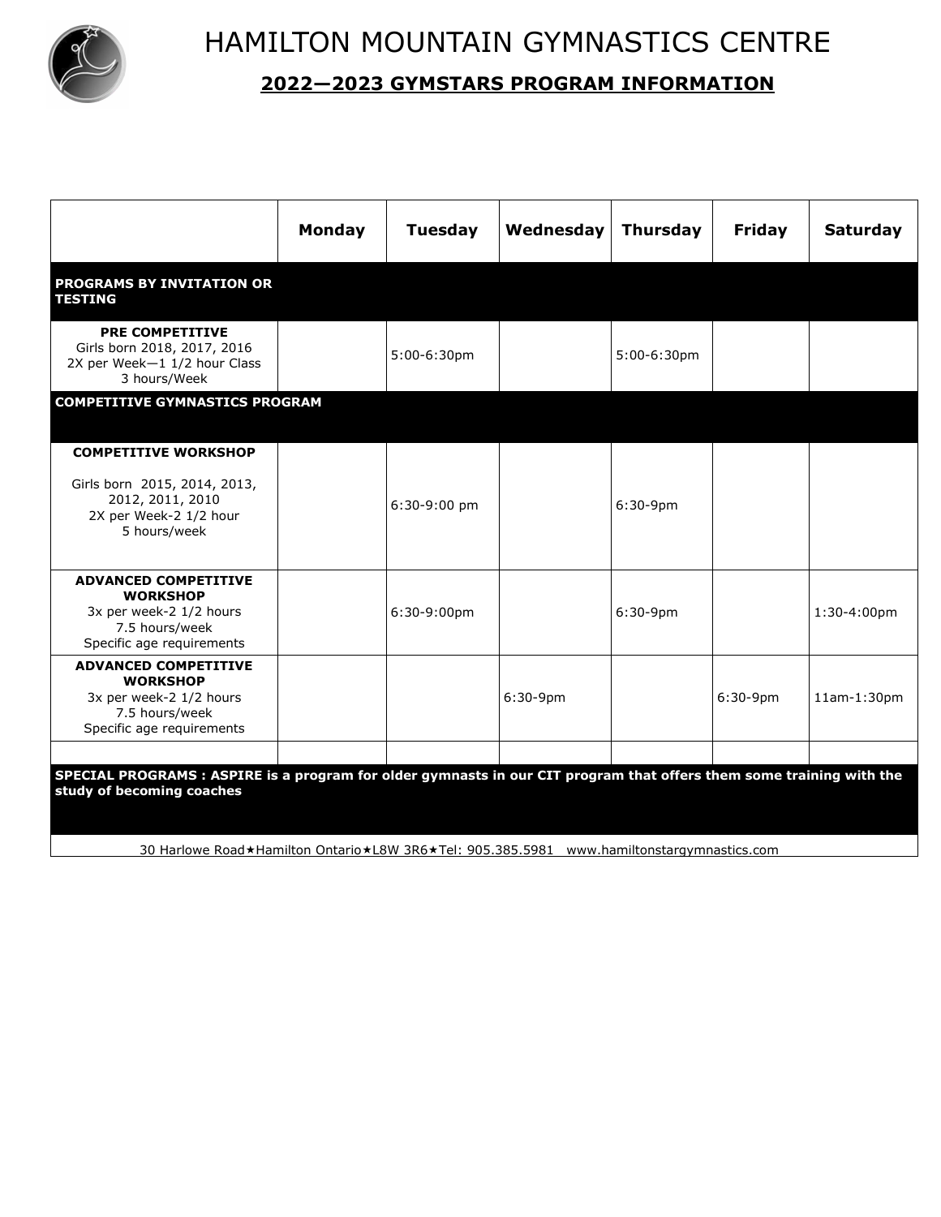# HAMILTON MOUNTAIN GYMNASTICS CENTRE

## 2022—2023 GYMSTARS PROGRAM INFORMATION

| | Monday | Tuesday | Wednesday | Thursday | Friday | Saturday |
|---|---|---|---|---|---|---|
| **PROGRAMS BY INVITATION OR TESTING** | | | | | | |
| **PRE COMPETITIVE**<br>Girls born 2018, 2017, 2016<br>2X per Week—1 1/2 hour Class<br>3 hours/Week | | 5:00-6:30pm | | 5:00-6:30pm | | |
| **COMPETITIVE GYMNASTICS PROGRAM** | | | | | | |
| **COMPETITIVE WORKSHOP**<br>Girls born 2015, 2014, 2013, 2012, 2011, 2010<br>2X per Week-2 1/2 hour<br>5 hours/week | | 6:30-9:00 pm | | 6:30-9pm | | |
| **ADVANCED COMPETITIVE WORKSHOP**<br>3x per week-2 1/2 hours<br>7.5 hours/week<br>Specific age requirements | | 6:30-9:00pm | | 6:30-9pm | | 1:30-4:00pm |
| **ADVANCED COMPETITIVE WORKSHOP**<br>3x per week-2 1/2 hours<br>7.5 hours/week<br>Specific age requirements | | | 6:30-9pm | | 6:30-9pm | 11am-1:30pm |
| | | | | | | |

**SPECIAL PROGRAMS : ASPIRE is a program for older gymnasts in our CIT program that offers them some training with the study of becoming coaches**

30 Harlowe Road★Hamilton Ontario★L8W 3R6★Tel: 905.385.5981 www.hamiltonstargymnastics.com